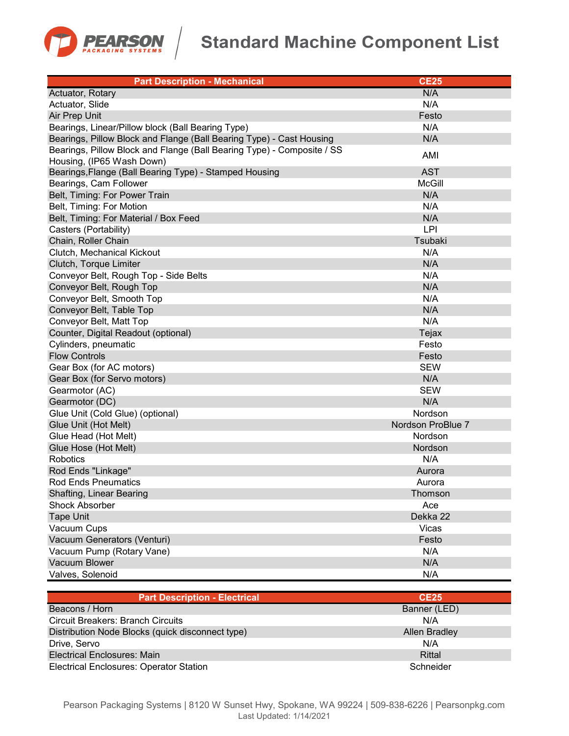# Standard Machine Component List

| Part Description - Mechanical | CE25 |
|---|---|
| Actuator, Rotary | N/A |
| Actuator, Slide | N/A |
| Air Prep Unit | Festo |
| Bearings, Linear/Pillow block (Ball Bearing Type) | N/A |
| Bearings, Pillow Block and Flange (Ball Bearing Type) - Cast Housing | N/A |
| Bearings, Pillow Block and Flange (Ball Bearing Type) - Composite / SS Housing, (IP65 Wash Down) | AMI |
| Bearings,Flange (Ball Bearing Type) - Stamped Housing | AST |
| Bearings, Cam Follower | McGill |
| Belt, Timing: For Power Train | N/A |
| Belt, Timing: For Motion | N/A |
| Belt, Timing: For Material / Box Feed | N/A |
| Casters (Portability) | LPI |
| Chain, Roller Chain | Tsubaki |
| Clutch, Mechanical Kickout | N/A |
| Clutch, Torque Limiter | N/A |
| Conveyor Belt, Rough Top - Side Belts | N/A |
| Conveyor Belt, Rough Top | N/A |
| Conveyor Belt, Smooth Top | N/A |
| Conveyor Belt, Table Top | N/A |
| Conveyor Belt, Matt Top | N/A |
| Counter, Digital Readout (optional) | Tejax |
| Cylinders, pneumatic | Festo |
| Flow Controls | Festo |
| Gear Box (for AC motors) | SEW |
| Gear Box (for Servo motors) | N/A |
| Gearmotor (AC) | SEW |
| Gearmotor (DC) | N/A |
| Glue Unit (Cold Glue) (optional) | Nordson |
| Glue Unit (Hot Melt) | Nordson ProBlue 7 |
| Glue Head (Hot Melt) | Nordson |
| Glue Hose (Hot Melt) | Nordson |
| Robotics | N/A |
| Rod Ends "Linkage" | Aurora |
| Rod Ends Pneumatics | Aurora |
| Shafting, Linear Bearing | Thomson |
| Shock Absorber | Ace |
| Tape Unit | Dekka 22 |
| Vacuum Cups | Vicas |
| Vacuum Generators (Venturi) | Festo |
| Vacuum Pump (Rotary Vane) | N/A |
| Vacuum Blower | N/A |
| Valves, Solenoid | N/A |

| Part Description - Electrical | CE25 |
|---|---|
| Beacons / Horn | Banner (LED) |
| Circuit Breakers: Branch Circuits | N/A |
| Distribution Node Blocks (quick disconnect type) | Allen Bradley |
| Drive, Servo | N/A |
| Electrical Enclosures: Main | Rittal |
| Electrical Enclosures: Operator Station | Schneider |

Pearson Packaging Systems | 8120 W Sunset Hwy, Spokane, WA 99224 | 509-838-6226 | Pearsonpkg.com
Last Updated: 1/14/2021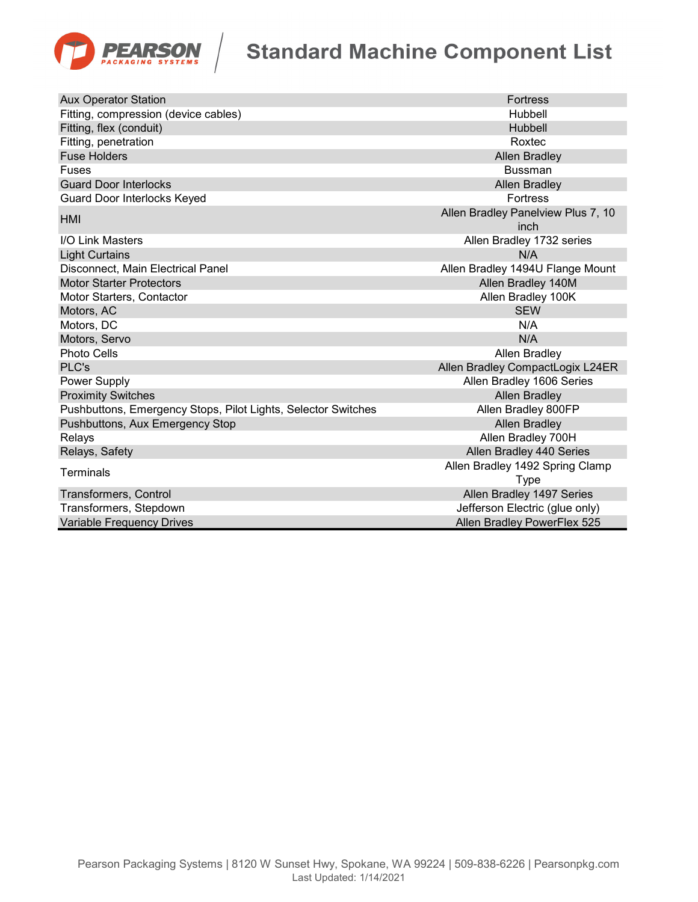# Standard Machine Component List

| | |
|---|---|
| Aux Operator Station | Fortress |
| Fitting, compression (device cables) | Hubbell |
| Fitting, flex (conduit) | Hubbell |
| Fitting, penetration | Roxtec |
| Fuse Holders | Allen Bradley |
| Fuses | Bussman |
| Guard Door Interlocks | Allen Bradley |
| Guard Door Interlocks Keyed | Fortress |
| HMI | Allen Bradley Panelview Plus 7, 10 inch |
| I/O Link Masters | Allen Bradley 1732 series |
| Light Curtains | N/A |
| Disconnect, Main Electrical Panel | Allen Bradley 1494U Flange Mount |
| Motor Starter Protectors | Allen Bradley 140M |
| Motor Starters, Contactor | Allen Bradley 100K |
| Motors, AC | SEW |
| Motors, DC | N/A |
| Motors, Servo | N/A |
| Photo Cells | Allen Bradley |
| PLC's | Allen Bradley CompactLogix L24ER |
| Power Supply | Allen Bradley 1606 Series |
| Proximity Switches | Allen Bradley |
| Pushbuttons, Emergency Stops, Pilot Lights, Selector Switches | Allen Bradley 800FP |
| Pushbuttons, Aux Emergency Stop | Allen Bradley |
| Relays | Allen Bradley 700H |
| Relays, Safety | Allen Bradley 440 Series |
| Terminals | Allen Bradley 1492 Spring Clamp Type |
| Transformers, Control | Allen Bradley 1497 Series |
| Transformers, Stepdown | Jefferson Electric (glue only) |
| Variable Frequency Drives | Allen Bradley PowerFlex 525 |

Pearson Packaging Systems | 8120 W Sunset Hwy, Spokane, WA 99224 | 509-838-6226 | Pearsonpkg.com
Last Updated: 1/14/2021